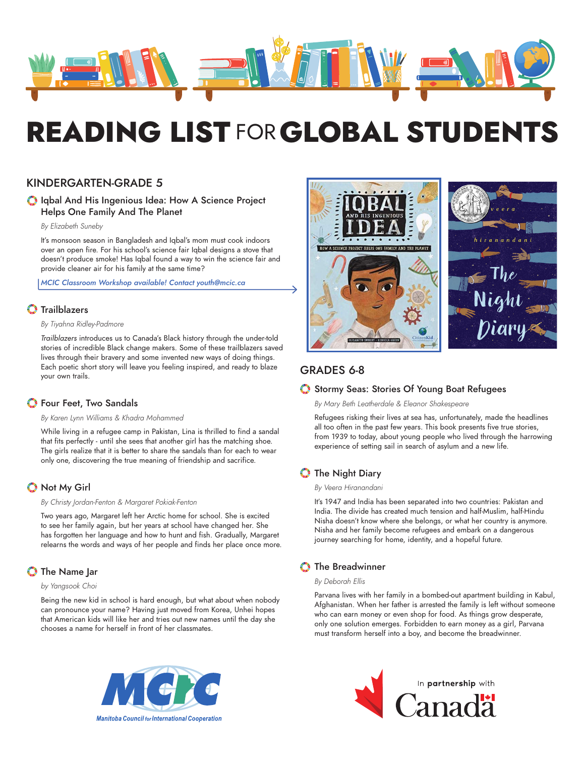# READING LIST FOR GLOBAL STUDENTS

## KINDERGARTEN-GRADE 5

### Iqbal And His Ingenious Idea: How A Science Project Helps One Family And The Planet

*By Elizabeth Suneby*

It's monsoon season in Bangladesh and Iqbal's mom must cook indoors over an open fire. For his school's science fair Iqbal designs a stove that doesn't produce smoke! Has Iqbal found a way to win the science fair and provide cleaner air for his family at the same time?

*MCIC Classroom Workshop available! Contact youth@mcic.ca*

### Trailblazers

*By Tiyahna Ridley-Padmore*

*Trailblazers* introduces us to Canada's Black history through the under-told stories of incredible Black change makers. Some of these trailblazers saved lives through their bravery and some invented new ways of doing things. Each poetic short story will leave you feeling inspired, and ready to blaze your own trails.

### Four Feet, Two Sandals

*By Karen Lynn Williams & Khadra Mohammed*

While living in a refugee camp in Pakistan, Lina is thrilled to find a sandal that fits perfectly - until she sees that another girl has the matching shoe. The girls realize that it is better to share the sandals than for each to wear only one, discovering the true meaning of friendship and sacrifice.

### Not My Girl

*By Christy Jordan-Fenton & Margaret Pokiak-Fenton*

Two years ago, Margaret left her Arctic home for school. She is excited to see her family again, but her years at school have changed her. She has forgotten her language and how to hunt and fish. Gradually, Margaret relearns the words and ways of her people and finds her place once more.

### The Name Jar

*by Yangsook Choi*

Being the new kid in school is hard enough, but what about when nobody can pronounce your name? Having just moved from Korea, Unhei hopes that American kids will like her and tries out new names until the day she chooses a name for herself in front of her classmates.

## GRADES 6-8

### Stormy Seas: Stories Of Young Boat Refugees

*By Mary Beth Leatherdale & Eleanor Shakespeare*

Refugees risking their lives at sea has, unfortunately, made the headlines all too often in the past few years. This book presents five true stories, from 1939 to today, about young people who lived through the harrowing experience of setting sail in search of asylum and a new life.

### The Night Diary

*By Veera Hiranandani*

It's 1947 and India has been separated into two countries: Pakistan and India. The divide has created much tension and half-Muslim, half-Hindu Nisha doesn't know where she belongs, or what her country is anymore. Nisha and her family become refugees and embark on a dangerous journey searching for home, identity, and a hopeful future.

### The Breadwinner

*By Deborah Ellis*

Parvana lives with her family in a bombed-out apartment building in Kabul, Afghanistan. When her father is arrested the family is left without someone who can earn money or even shop for food. As things grow desperate, only one solution emerges. Forbidden to earn money as a girl, Parvana must transform herself into a boy, and become the breadwinner.

Manitoba Council for International Cooperation

In partnership with Canada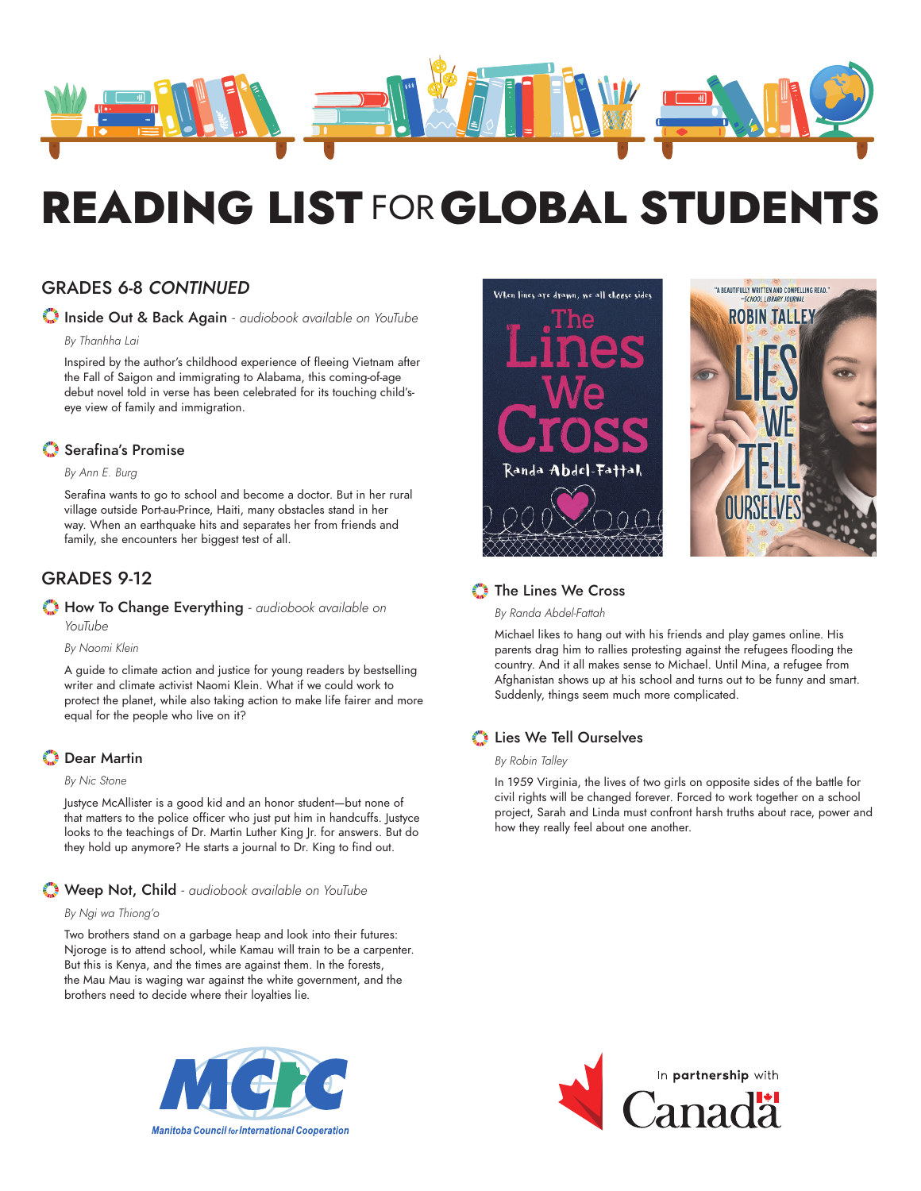# READING LIST FOR GLOBAL STUDENTS

## GRADES 6-8 *CONTINUED*

### Inside Out & Back Again - *audiobook available on YouTube*

*By Thanhha Lai*

Inspired by the author's childhood experience of fleeing Vietnam after the Fall of Saigon and immigrating to Alabama, this coming-of-age debut novel told in verse has been celebrated for its touching child's-eye view of family and immigration.

### Serafina's Promise

*By Ann E. Burg*

Serafina wants to go to school and become a doctor. But in her rural village outside Port-au-Prince, Haiti, many obstacles stand in her way. When an earthquake hits and separates her from friends and family, she encounters her biggest test of all.

## GRADES 9-12

### How To Change Everything - *audiobook available on YouTube*

*By Naomi Klein*

A guide to climate action and justice for young readers by bestselling writer and climate activist Naomi Klein. What if we could work to protect the planet, while also taking action to make life fairer and more equal for the people who live on it?

### Dear Martin

*By Nic Stone*

Justyce McAllister is a good kid and an honor student—but none of that matters to the police officer who just put him in handcuffs. Justyce looks to the teachings of Dr. Martin Luther King Jr. for answers. But do they hold up anymore? He starts a journal to Dr. King to find out.

### Weep Not, Child - *audiobook available on YouTube*

*By Ngi wa Thiong'o*

Two brothers stand on a garbage heap and look into their futures: Njoroge is to attend school, while Kamau will train to be a carpenter. But this is Kenya, and the times are against them. In the forests, the Mau Mau is waging war against the white government, and the brothers need to decide where their loyalties lie.

### The Lines We Cross

*By Randa Abdel-Fattah*

Michael likes to hang out with his friends and play games online. His parents drag him to rallies protesting against the refugees flooding the country. And it all makes sense to Michael. Until Mina, a refugee from Afghanistan shows up at his school and turns out to be funny and smart. Suddenly, things seem much more complicated.

### Lies We Tell Ourselves

*By Robin Talley*

In 1959 Virginia, the lives of two girls on opposite sides of the battle for civil rights will be changed forever. Forced to work together on a school project, Sarah and Linda must confront harsh truths about race, power and how they really feel about one another.

Manitoba Council for International Cooperation

In partnership with Canada